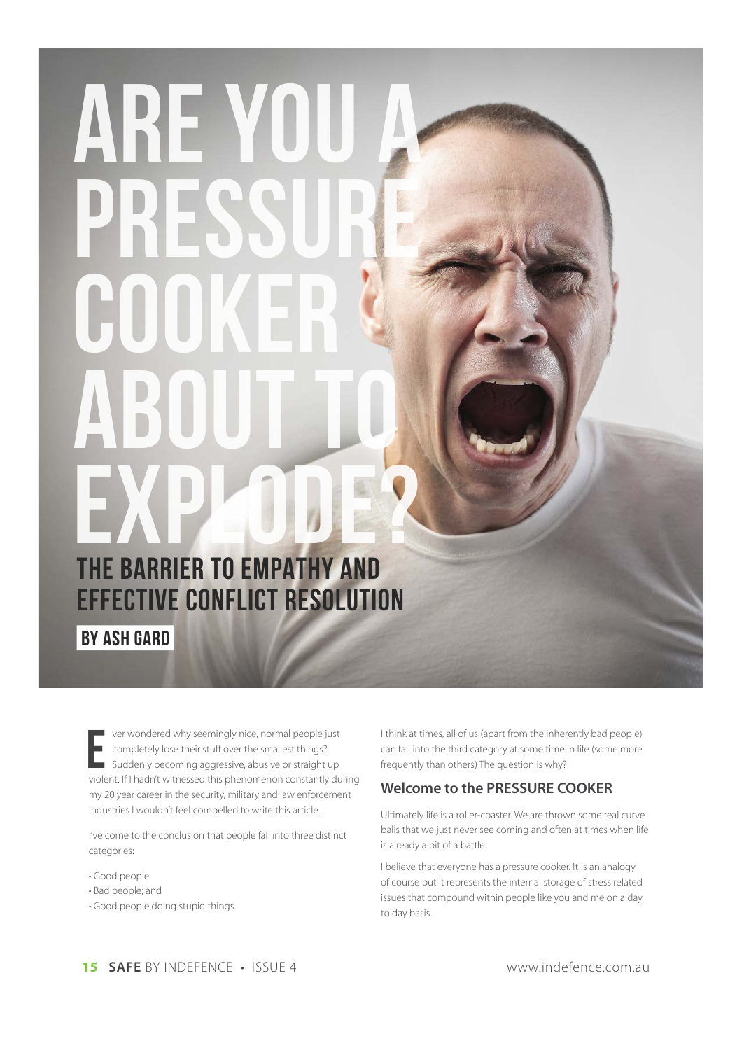# ARE YOU A PRESSURE COOKER ABOUT TO EXPLODE?

## THE BARRIER TO EMPATHY AND EFFECTIVE CONFLICT RESOLUTION

**BY ASH GARD**

Ever wondered why seemingly nice, normal people just completely lose their stuff over the smallest things? Suddenly becoming aggressive, abusive or straight up violent. If I hadn't witnessed this phenomenon constantly during my 20 year career in the security, military and law enforcement industries I wouldn't feel compelled to write this article.

I've come to the conclusion that people fall into three distinct categories:

- Good people
- Bad people; and
- Good people doing stupid things.

I think at times, all of us (apart from the inherently bad people) can fall into the third category at some time in life (some more frequently than others) The question is why?

### Welcome to the PRESSURE COOKER

Ultimately life is a roller-coaster. We are thrown some real curve balls that we just never see coming and often at times when life is already a bit of a battle.

I believe that everyone has a pressure cooker. It is an analogy of course but it represents the internal storage of stress related issues that compound within people like you and me on a day to day basis.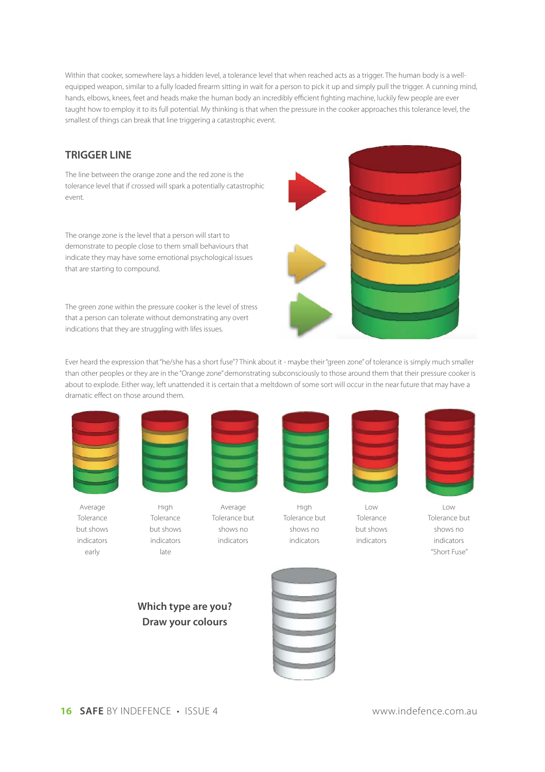Within that cooker, somewhere lays a hidden level, a tolerance level that when reached acts as a trigger. The human body is a well-equipped weapon, similar to a fully loaded firearm sitting in wait for a person to pick it up and simply pull the trigger. A cunning mind, hands, elbows, knees, feet and heads make the human body an incredibly efficient fighting machine, luckily few people are ever taught how to employ it to its full potential. My thinking is that when the pressure in the cooker approaches this tolerance level, the smallest of things can break that line triggering a catastrophic event.

## TRIGGER LINE

The line between the orange zone and the red zone is the tolerance level that if crossed will spark a potentially catastrophic event.

The orange zone is the level that a person will start to demonstrate to people close to them small behaviours that indicate they may have some emotional psychological issues that are starting to compound.

The green zone within the pressure cooker is the level of stress that a person can tolerate without demonstrating any overt indications that they are struggling with lifes issues.

Ever heard the expression that "he/she has a short fuse"? Think about it - maybe their "green zone" of tolerance is simply much smaller than other peoples or they are in the "Orange zone" demonstrating subconsciously to those around them that their pressure cooker is about to explode. Either way, left unattended it is certain that a meltdown of some sort will occur in the near future that may have a dramatic effect on those around them.

Average Tolerance but shows indicators early

High Tolerance but shows indicators late

Average Tolerance but shows no indicators

High Tolerance but shows no indicators

Low Tolerance but shows indicators

Low Tolerance but shows no indicators "Short Fuse"

**Which type are you?**
**Draw your colours**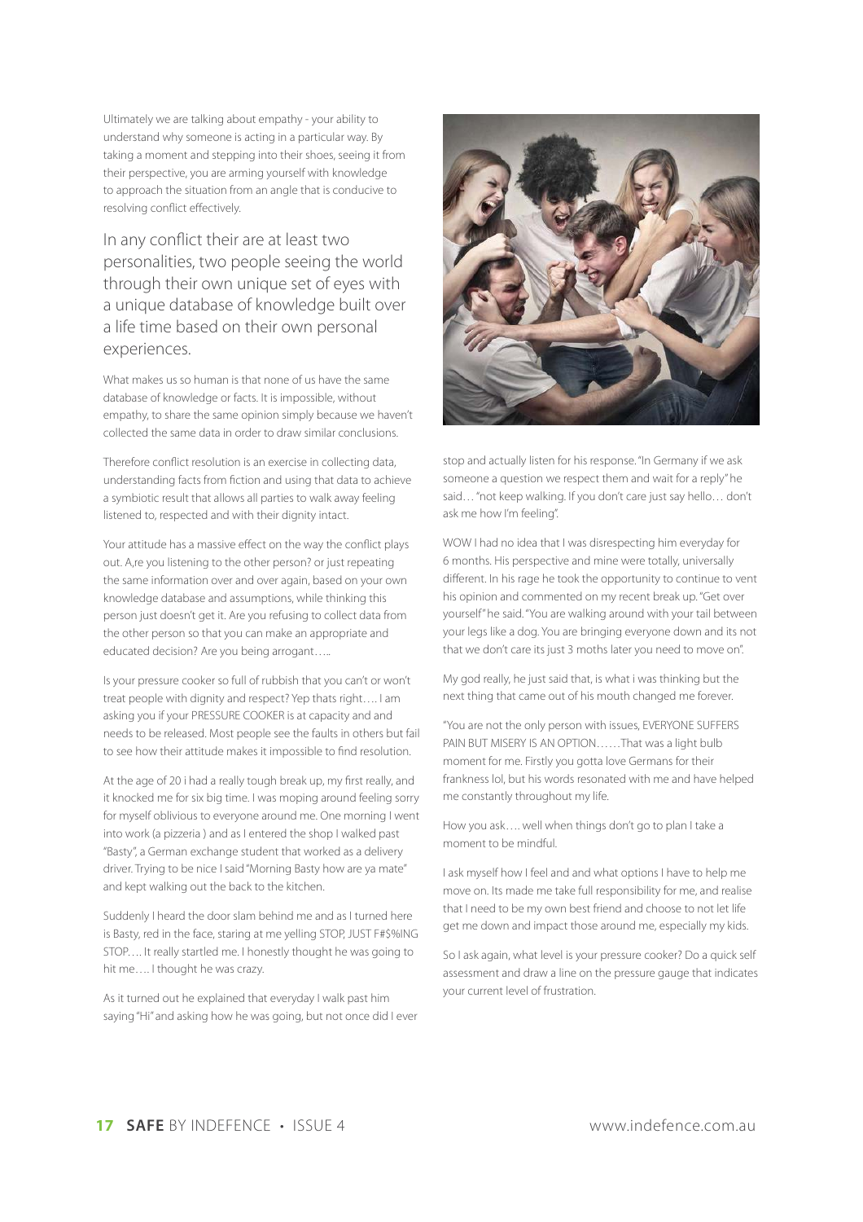Ultimately we are talking about empathy - your ability to understand why someone is acting in a particular way. By taking a moment and stepping into their shoes, seeing it from their perspective, you are arming yourself with knowledge to approach the situation from an angle that is conducive to resolving conflict effectively.

## In any conflict their are at least two personalities, two people seeing the world through their own unique set of eyes with a unique database of knowledge built over a life time based on their own personal experiences.

What makes us so human is that none of us have the same database of knowledge or facts. It is impossible, without empathy, to share the same opinion simply because we haven't collected the same data in order to draw similar conclusions.

Therefore conflict resolution is an exercise in collecting data, understanding facts from fiction and using that data to achieve a symbiotic result that allows all parties to walk away feeling listened to, respected and with their dignity intact.

Your attitude has a massive effect on the way the conflict plays out. A,re you listening to the other person? or just repeating the same information over and over again, based on your own knowledge database and assumptions, while thinking this person just doesn't get it. Are you refusing to collect data from the other person so that you can make an appropriate and educated decision? Are you being arrogant…..

Is your pressure cooker so full of rubbish that you can't or won't treat people with dignity and respect? Yep thats right…. I am asking you if your PRESSURE COOKER is at capacity and and needs to be released. Most people see the faults in others but fail to see how their attitude makes it impossible to find resolution.

At the age of 20 i had a really tough break up, my first really, and it knocked me for six big time. I was moping around feeling sorry for myself oblivious to everyone around me. One morning I went into work (a pizzeria ) and as I entered the shop I walked past "Basty", a German exchange student that worked as a delivery driver. Trying to be nice I said "Morning Basty how are ya mate" and kept walking out the back to the kitchen.

Suddenly I heard the door slam behind me and as I turned here is Basty, red in the face, staring at me yelling STOP, JUST F#$%ING STOP…. It really startled me. I honestly thought he was going to hit me…. I thought he was crazy.

As it turned out he explained that everyday I walk past him saying "Hi" and asking how he was going, but not once did I ever stop and actually listen for his response. "In Germany if we ask someone a question we respect them and wait for a reply" he said… "not keep walking. If you don't care just say hello… don't ask me how I'm feeling".

WOW I had no idea that I was disrespecting him everyday for 6 months. His perspective and mine were totally, universally different. In his rage he took the opportunity to continue to vent his opinion and commented on my recent break up. "Get over yourself" he said. "You are walking around with your tail between your legs like a dog. You are bringing everyone down and its not that we don't care its just 3 moths later you need to move on".

My god really, he just said that, is what i was thinking but the next thing that came out of his mouth changed me forever.

"You are not the only person with issues, EVERYONE SUFFERS PAIN BUT MISERY IS AN OPTION……That was a light bulb moment for me. Firstly you gotta love Germans for their frankness lol, but his words resonated with me and have helped me constantly throughout my life.

How you ask…. well when things don't go to plan I take a moment to be mindful.

I ask myself how I feel and and what options I have to help me move on. Its made me take full responsibility for me, and realise that I need to be my own best friend and choose to not let life get me down and impact those around me, especially my kids.

So I ask again, what level is your pressure cooker? Do a quick self assessment and draw a line on the pressure gauge that indicates your current level of frustration.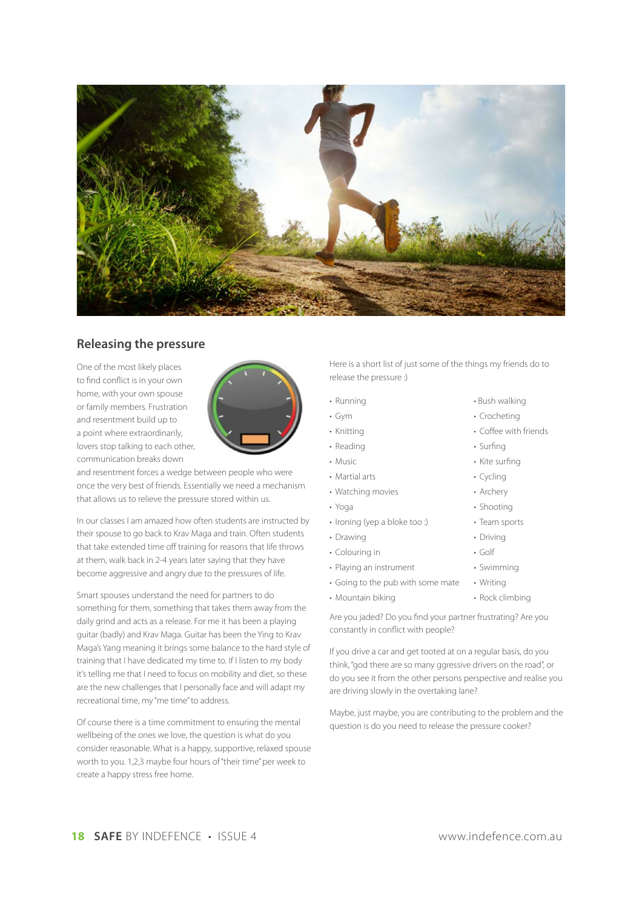## Releasing the pressure

One of the most likely places to find conflict is in your own home, with your own spouse or family members. Frustration and resentment build up to a point where extraordinarily, lovers stop talking to each other, communication breaks down and resentment forces a wedge between people who were once the very best of friends. Essentially we need a mechanism that allows us to relieve the pressure stored within us.

In our classes I am amazed how often students are instructed by their spouse to go back to Krav Maga and train. Often students that take extended time off training for reasons that life throws at them, walk back in 2-4 years later saying that they have become aggressive and angry due to the pressures of life.

Smart spouses understand the need for partners to do something for them, something that takes them away from the daily grind and acts as a release. For me it has been a playing guitar (badly) and Krav Maga. Guitar has been the Ying to Krav Maga's Yang meaning it brings some balance to the hard style of training that I have dedicated my time to. If I listen to my body it's telling me that I need to focus on mobility and diet, so these are the new challenges that I personally face and will adapt my recreational time, my "me time" to address.

Of course there is a time commitment to ensuring the mental wellbeing of the ones we love, the question is what do you consider reasonable. What is a happy, supportive, relaxed spouse worth to you. 1,2,3 maybe four hours of "their time" per week to create a happy stress free home.

Here is a short list of just some of the things my friends do to release the pressure :)

- Running
- Gym
- Knitting
- Reading
- Music
- Martial arts
- Watching movies
- Yoga
- Ironing (yep a bloke too :)
- Drawing
- Colouring in
- Playing an instrument
- Going to the pub with some mate
- Mountain biking
- Bush walking
- Crocheting
- Coffee with friends
- Surfing
- Kite surfing
- Cycling
- Archery
- Shooting
- Team sports
- Driving
- Golf
- Swimming
- Writing
- Rock climbing

Are you jaded? Do you find your partner frustrating? Are you constantly in conflict with people?

If you drive a car and get tooted at on a regular basis, do you think, "god there are so many ggressive drivers on the road", or do you see it from the other persons perspective and realise you are driving slowly in the overtaking lane?

Maybe, just maybe, you are contributing to the problem and the question is do you need to release the pressure cooker?